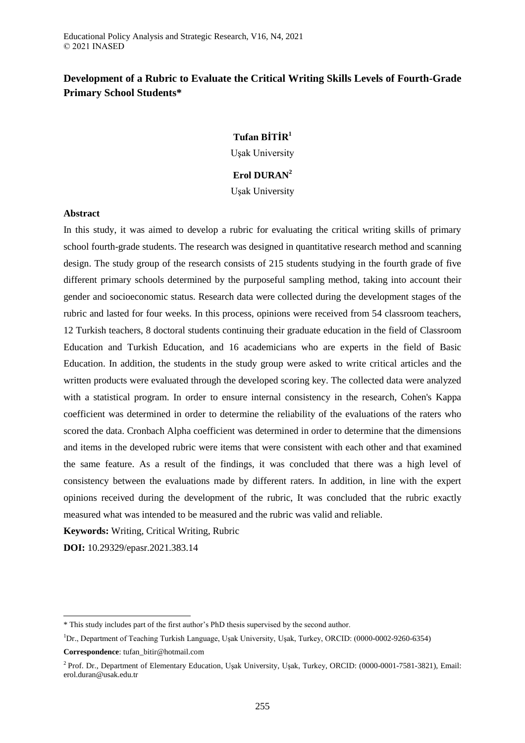# Development of a Rubric to Evaluate the Critical Writing Skills Levels of Fourth-Grade Primary School Students*

**Tufan BİTİR**[1]

Uşak University

**Erol DURAN**[2]

Uşak University

## Abstract

In this study, it was aimed to develop a rubric for evaluating the critical writing skills of primary school fourth-grade students. The research was designed in quantitative research method and scanning design. The study group of the research consists of 215 students studying in the fourth grade of five different primary schools determined by the purposeful sampling method, taking into account their gender and socioeconomic status. Research data were collected during the development stages of the rubric and lasted for four weeks. In this process, opinions were received from 54 classroom teachers, 12 Turkish teachers, 8 doctoral students continuing their graduate education in the field of Classroom Education and Turkish Education, and 16 academicians who are experts in the field of Basic Education. In addition, the students in the study group were asked to write critical articles and the written products were evaluated through the developed scoring key. The collected data were analyzed with a statistical program. In order to ensure internal consistency in the research, Cohen's Kappa coefficient was determined in order to determine the reliability of the evaluations of the raters who scored the data. Cronbach Alpha coefficient was determined in order to determine that the dimensions and items in the developed rubric were items that were consistent with each other and that examined the same feature. As a result of the findings, it was concluded that there was a high level of consistency between the evaluations made by different raters. In addition, in line with the expert opinions received during the development of the rubric, It was concluded that the rubric exactly measured what was intended to be measured and the rubric was valid and reliable.

**Keywords:** Writing, Critical Writing, Rubric

**DOI:** 10.29329/epasr.2021.383.14

---

\* This study includes part of the first author's PhD thesis supervised by the second author.

[1]Dr., Department of Teaching Turkish Language, Uşak University, Uşak, Turkey, ORCID: (0000-0002-9260-6354)

**Correspondence**: tufan_bitir@hotmail.com

[2] Prof. Dr., Department of Elementary Education, Uşak University, Uşak, Turkey, ORCID: (0000-0001-7581-3821), Email: erol.duran@usak.edu.tr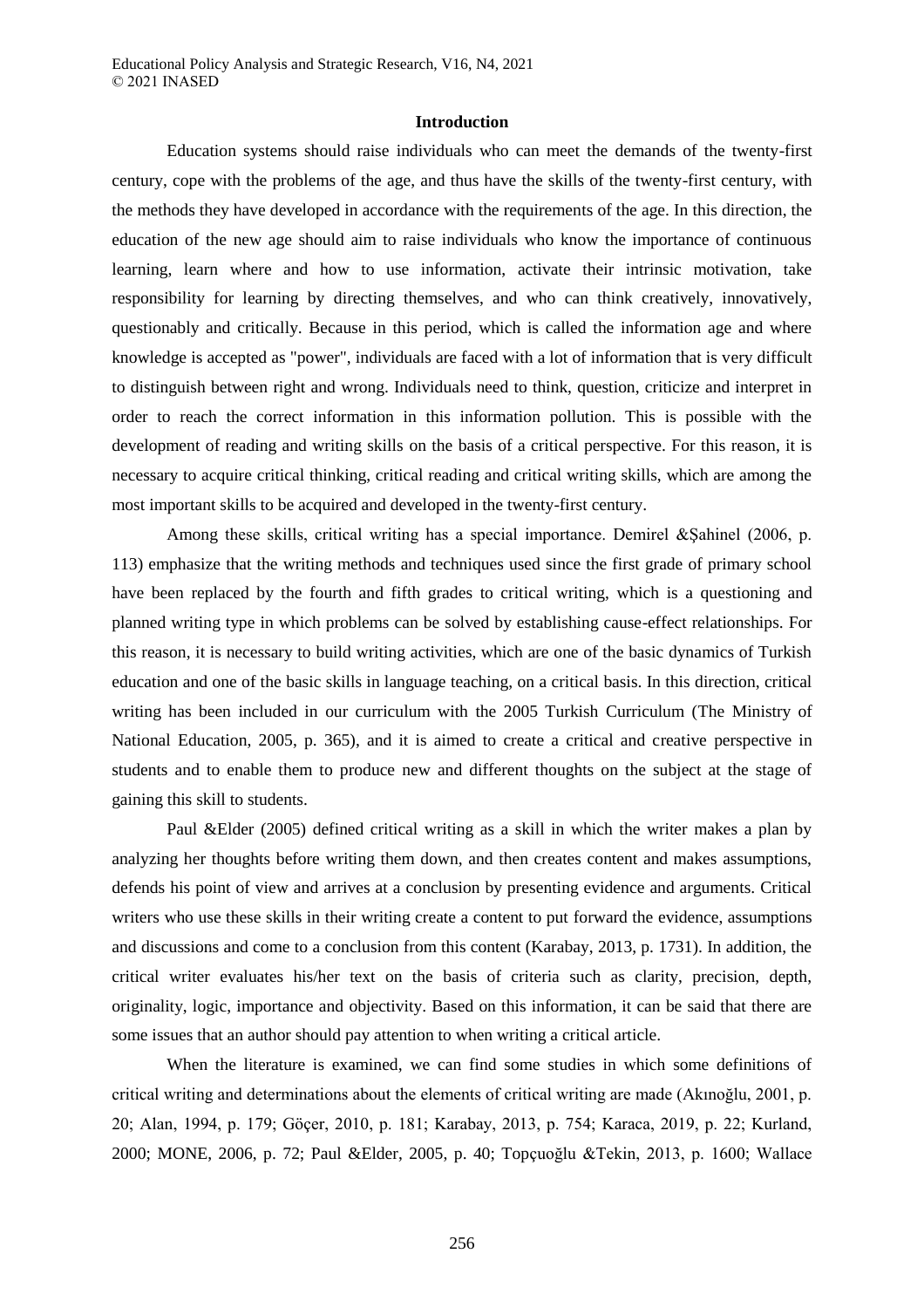## Introduction

Education systems should raise individuals who can meet the demands of the twenty-first century, cope with the problems of the age, and thus have the skills of the twenty-first century, with the methods they have developed in accordance with the requirements of the age. In this direction, the education of the new age should aim to raise individuals who know the importance of continuous learning, learn where and how to use information, activate their intrinsic motivation, take responsibility for learning by directing themselves, and who can think creatively, innovatively, questionably and critically. Because in this period, which is called the information age and where knowledge is accepted as "power", individuals are faced with a lot of information that is very difficult to distinguish between right and wrong. Individuals need to think, question, criticize and interpret in order to reach the correct information in this information pollution. This is possible with the development of reading and writing skills on the basis of a critical perspective. For this reason, it is necessary to acquire critical thinking, critical reading and critical writing skills, which are among the most important skills to be acquired and developed in the twenty-first century.

Among these skills, critical writing has a special importance. Demirel &Şahinel (2006, p. 113) emphasize that the writing methods and techniques used since the first grade of primary school have been replaced by the fourth and fifth grades to critical writing, which is a questioning and planned writing type in which problems can be solved by establishing cause-effect relationships. For this reason, it is necessary to build writing activities, which are one of the basic dynamics of Turkish education and one of the basic skills in language teaching, on a critical basis. In this direction, critical writing has been included in our curriculum with the 2005 Turkish Curriculum (The Ministry of National Education, 2005, p. 365), and it is aimed to create a critical and creative perspective in students and to enable them to produce new and different thoughts on the subject at the stage of gaining this skill to students.

Paul &Elder (2005) defined critical writing as a skill in which the writer makes a plan by analyzing her thoughts before writing them down, and then creates content and makes assumptions, defends his point of view and arrives at a conclusion by presenting evidence and arguments. Critical writers who use these skills in their writing create a content to put forward the evidence, assumptions and discussions and come to a conclusion from this content (Karabay, 2013, p. 1731). In addition, the critical writer evaluates his/her text on the basis of criteria such as clarity, precision, depth, originality, logic, importance and objectivity. Based on this information, it can be said that there are some issues that an author should pay attention to when writing a critical article.

When the literature is examined, we can find some studies in which some definitions of critical writing and determinations about the elements of critical writing are made (Akınoğlu, 2001, p. 20; Alan, 1994, p. 179; Göçer, 2010, p. 181; Karabay, 2013, p. 754; Karaca, 2019, p. 22; Kurland, 2000; MONE, 2006, p. 72; Paul &Elder, 2005, p. 40; Topçuoğlu &Tekin, 2013, p. 1600; Wallace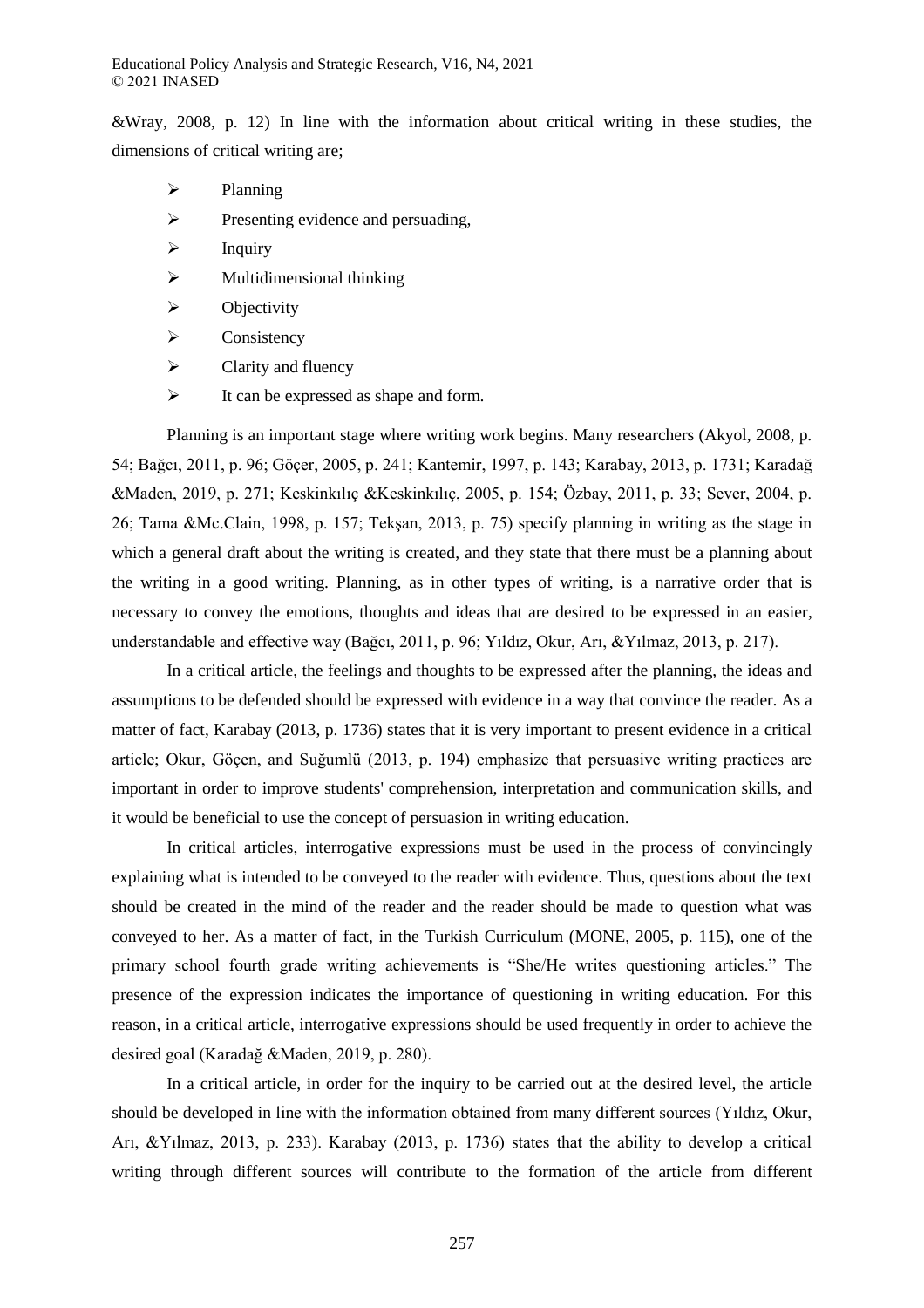&Wray, 2008, p. 12) In line with the information about critical writing in these studies, the dimensions of critical writing are;

- Planning
- Presenting evidence and persuading,
- Inquiry
- Multidimensional thinking
- Objectivity
- Consistency
- Clarity and fluency
- It can be expressed as shape and form.

Planning is an important stage where writing work begins. Many researchers (Akyol, 2008, p. 54; Bağcı, 2011, p. 96; Göçer, 2005, p. 241; Kantemir, 1997, p. 143; Karabay, 2013, p. 1731; Karadağ &Maden, 2019, p. 271; Keskinkılıç &Keskinkılıç, 2005, p. 154; Özbay, 2011, p. 33; Sever, 2004, p. 26; Tama &Mc.Clain, 1998, p. 157; Tekşan, 2013, p. 75) specify planning in writing as the stage in which a general draft about the writing is created, and they state that there must be a planning about the writing in a good writing. Planning, as in other types of writing, is a narrative order that is necessary to convey the emotions, thoughts and ideas that are desired to be expressed in an easier, understandable and effective way (Bağcı, 2011, p. 96; Yıldız, Okur, Arı, &Yılmaz, 2013, p. 217).

In a critical article, the feelings and thoughts to be expressed after the planning, the ideas and assumptions to be defended should be expressed with evidence in a way that convince the reader. As a matter of fact, Karabay (2013, p. 1736) states that it is very important to present evidence in a critical article; Okur, Göçen, and Suğumlü (2013, p. 194) emphasize that persuasive writing practices are important in order to improve students' comprehension, interpretation and communication skills, and it would be beneficial to use the concept of persuasion in writing education.

In critical articles, interrogative expressions must be used in the process of convincingly explaining what is intended to be conveyed to the reader with evidence. Thus, questions about the text should be created in the mind of the reader and the reader should be made to question what was conveyed to her. As a matter of fact, in the Turkish Curriculum (MONE, 2005, p. 115), one of the primary school fourth grade writing achievements is "She/He writes questioning articles." The presence of the expression indicates the importance of questioning in writing education. For this reason, in a critical article, interrogative expressions should be used frequently in order to achieve the desired goal (Karadağ &Maden, 2019, p. 280).

In a critical article, in order for the inquiry to be carried out at the desired level, the article should be developed in line with the information obtained from many different sources (Yıldız, Okur, Arı, &Yılmaz, 2013, p. 233). Karabay (2013, p. 1736) states that the ability to develop a critical writing through different sources will contribute to the formation of the article from different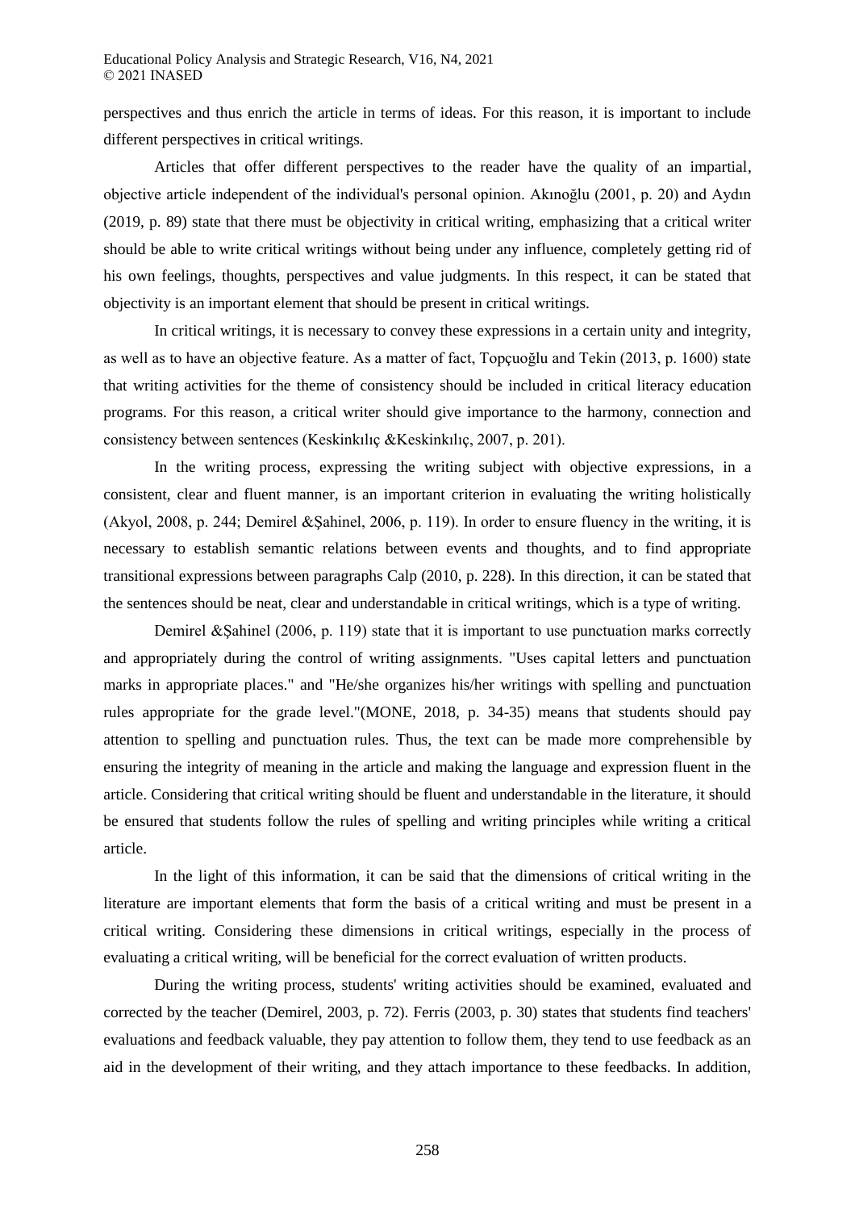perspectives and thus enrich the article in terms of ideas. For this reason, it is important to include different perspectives in critical writings.

Articles that offer different perspectives to the reader have the quality of an impartial, objective article independent of the individual's personal opinion. Akınoğlu (2001, p. 20) and Aydın (2019, p. 89) state that there must be objectivity in critical writing, emphasizing that a critical writer should be able to write critical writings without being under any influence, completely getting rid of his own feelings, thoughts, perspectives and value judgments. In this respect, it can be stated that objectivity is an important element that should be present in critical writings.

In critical writings, it is necessary to convey these expressions in a certain unity and integrity, as well as to have an objective feature. As a matter of fact, Topçuoğlu and Tekin (2013, p. 1600) state that writing activities for the theme of consistency should be included in critical literacy education programs. For this reason, a critical writer should give importance to the harmony, connection and consistency between sentences (Keskinkılıç &Keskinkılıç, 2007, p. 201).

In the writing process, expressing the writing subject with objective expressions, in a consistent, clear and fluent manner, is an important criterion in evaluating the writing holistically (Akyol, 2008, p. 244; Demirel &Şahinel, 2006, p. 119). In order to ensure fluency in the writing, it is necessary to establish semantic relations between events and thoughts, and to find appropriate transitional expressions between paragraphs Calp (2010, p. 228). In this direction, it can be stated that the sentences should be neat, clear and understandable in critical writings, which is a type of writing.

Demirel &Şahinel (2006, p. 119) state that it is important to use punctuation marks correctly and appropriately during the control of writing assignments. "Uses capital letters and punctuation marks in appropriate places." and "He/she organizes his/her writings with spelling and punctuation rules appropriate for the grade level."(MONE, 2018, p. 34-35) means that students should pay attention to spelling and punctuation rules. Thus, the text can be made more comprehensible by ensuring the integrity of meaning in the article and making the language and expression fluent in the article. Considering that critical writing should be fluent and understandable in the literature, it should be ensured that students follow the rules of spelling and writing principles while writing a critical article.

In the light of this information, it can be said that the dimensions of critical writing in the literature are important elements that form the basis of a critical writing and must be present in a critical writing. Considering these dimensions in critical writings, especially in the process of evaluating a critical writing, will be beneficial for the correct evaluation of written products.

During the writing process, students' writing activities should be examined, evaluated and corrected by the teacher (Demirel, 2003, p. 72). Ferris (2003, p. 30) states that students find teachers' evaluations and feedback valuable, they pay attention to follow them, they tend to use feedback as an aid in the development of their writing, and they attach importance to these feedbacks. In addition,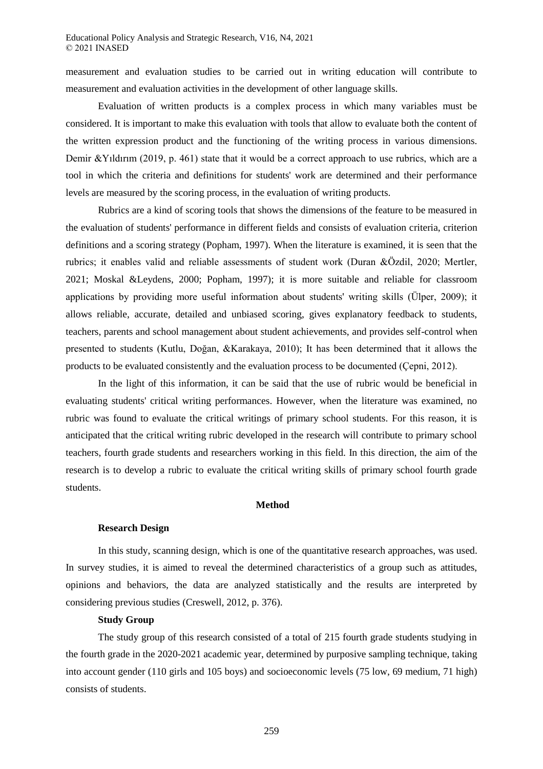measurement and evaluation studies to be carried out in writing education will contribute to measurement and evaluation activities in the development of other language skills.

Evaluation of written products is a complex process in which many variables must be considered. It is important to make this evaluation with tools that allow to evaluate both the content of the written expression product and the functioning of the writing process in various dimensions. Demir &Yıldırım (2019, p. 461) state that it would be a correct approach to use rubrics, which are a tool in which the criteria and definitions for students' work are determined and their performance levels are measured by the scoring process, in the evaluation of writing products.

Rubrics are a kind of scoring tools that shows the dimensions of the feature to be measured in the evaluation of students' performance in different fields and consists of evaluation criteria, criterion definitions and a scoring strategy (Popham, 1997). When the literature is examined, it is seen that the rubrics; it enables valid and reliable assessments of student work (Duran &Özdil, 2020; Mertler, 2021; Moskal &Leydens, 2000; Popham, 1997); it is more suitable and reliable for classroom applications by providing more useful information about students' writing skills (Ülper, 2009); it allows reliable, accurate, detailed and unbiased scoring, gives explanatory feedback to students, teachers, parents and school management about student achievements, and provides self-control when presented to students (Kutlu, Doğan, &Karakaya, 2010); It has been determined that it allows the products to be evaluated consistently and the evaluation process to be documented (Çepni, 2012).

In the light of this information, it can be said that the use of rubric would be beneficial in evaluating students' critical writing performances. However, when the literature was examined, no rubric was found to evaluate the critical writings of primary school students. For this reason, it is anticipated that the critical writing rubric developed in the research will contribute to primary school teachers, fourth grade students and researchers working in this field. In this direction, the aim of the research is to develop a rubric to evaluate the critical writing skills of primary school fourth grade students.

## Method

### Research Design

In this study, scanning design, which is one of the quantitative research approaches, was used. In survey studies, it is aimed to reveal the determined characteristics of a group such as attitudes, opinions and behaviors, the data are analyzed statistically and the results are interpreted by considering previous studies (Creswell, 2012, p. 376).

### Study Group

The study group of this research consisted of a total of 215 fourth grade students studying in the fourth grade in the 2020-2021 academic year, determined by purposive sampling technique, taking into account gender (110 girls and 105 boys) and socioeconomic levels (75 low, 69 medium, 71 high) consists of students.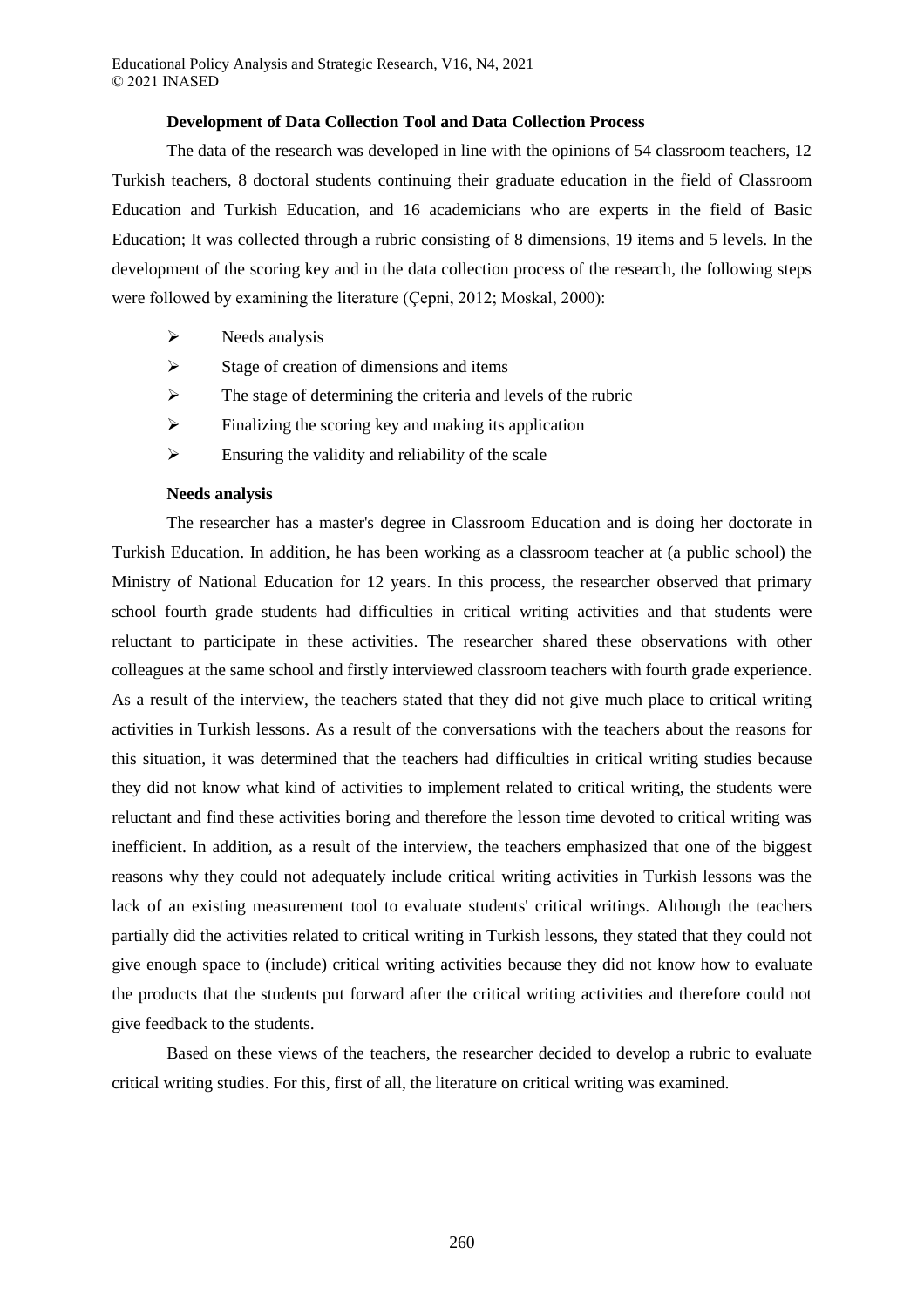**Development of Data Collection Tool and Data Collection Process**

The data of the research was developed in line with the opinions of 54 classroom teachers, 12 Turkish teachers, 8 doctoral students continuing their graduate education in the field of Classroom Education and Turkish Education, and 16 academicians who are experts in the field of Basic Education; It was collected through a rubric consisting of 8 dimensions, 19 items and 5 levels. In the development of the scoring key and in the data collection process of the research, the following steps were followed by examining the literature (Çepni, 2012; Moskal, 2000):

- Needs analysis
- Stage of creation of dimensions and items
- The stage of determining the criteria and levels of the rubric
- Finalizing the scoring key and making its application
- Ensuring the validity and reliability of the scale

**Needs analysis**

The researcher has a master's degree in Classroom Education and is doing her doctorate in Turkish Education. In addition, he has been working as a classroom teacher at (a public school) the Ministry of National Education for 12 years. In this process, the researcher observed that primary school fourth grade students had difficulties in critical writing activities and that students were reluctant to participate in these activities. The researcher shared these observations with other colleagues at the same school and firstly interviewed classroom teachers with fourth grade experience. As a result of the interview, the teachers stated that they did not give much place to critical writing activities in Turkish lessons. As a result of the conversations with the teachers about the reasons for this situation, it was determined that the teachers had difficulties in critical writing studies because they did not know what kind of activities to implement related to critical writing, the students were reluctant and find these activities boring and therefore the lesson time devoted to critical writing was inefficient. In addition, as a result of the interview, the teachers emphasized that one of the biggest reasons why they could not adequately include critical writing activities in Turkish lessons was the lack of an existing measurement tool to evaluate students' critical writings. Although the teachers partially did the activities related to critical writing in Turkish lessons, they stated that they could not give enough space to (include) critical writing activities because they did not know how to evaluate the products that the students put forward after the critical writing activities and therefore could not give feedback to the students.

Based on these views of the teachers, the researcher decided to develop a rubric to evaluate critical writing studies. For this, first of all, the literature on critical writing was examined.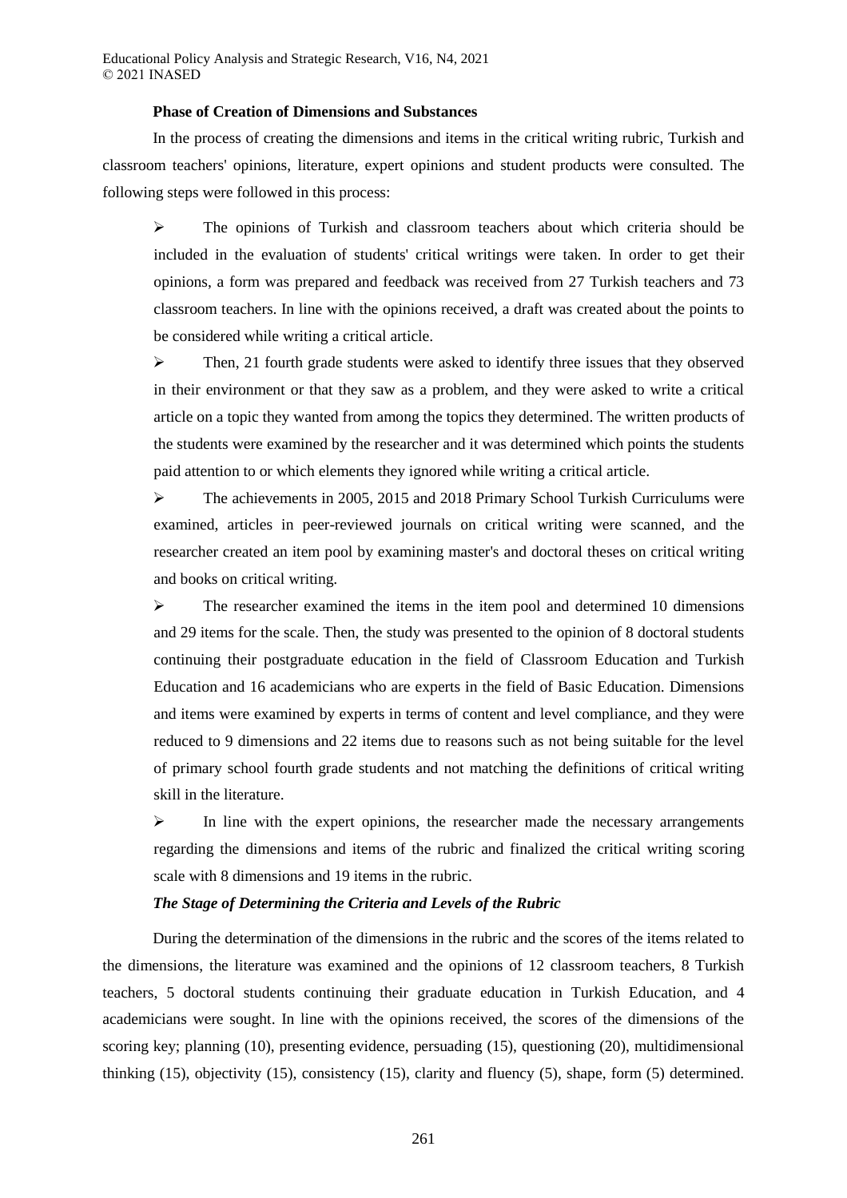**Phase of Creation of Dimensions and Substances**

In the process of creating the dimensions and items in the critical writing rubric, Turkish and classroom teachers' opinions, literature, expert opinions and student products were consulted. The following steps were followed in this process:

- The opinions of Turkish and classroom teachers about which criteria should be included in the evaluation of students' critical writings were taken. In order to get their opinions, a form was prepared and feedback was received from 27 Turkish teachers and 73 classroom teachers. In line with the opinions received, a draft was created about the points to be considered while writing a critical article.
- Then, 21 fourth grade students were asked to identify three issues that they observed in their environment or that they saw as a problem, and they were asked to write a critical article on a topic they wanted from among the topics they determined. The written products of the students were examined by the researcher and it was determined which points the students paid attention to or which elements they ignored while writing a critical article.
- The achievements in 2005, 2015 and 2018 Primary School Turkish Curriculums were examined, articles in peer-reviewed journals on critical writing were scanned, and the researcher created an item pool by examining master's and doctoral theses on critical writing and books on critical writing.
- The researcher examined the items in the item pool and determined 10 dimensions and 29 items for the scale. Then, the study was presented to the opinion of 8 doctoral students continuing their postgraduate education in the field of Classroom Education and Turkish Education and 16 academicians who are experts in the field of Basic Education. Dimensions and items were examined by experts in terms of content and level compliance, and they were reduced to 9 dimensions and 22 items due to reasons such as not being suitable for the level of primary school fourth grade students and not matching the definitions of critical writing skill in the literature.
- In line with the expert opinions, the researcher made the necessary arrangements regarding the dimensions and items of the rubric and finalized the critical writing scoring scale with 8 dimensions and 19 items in the rubric.

***The Stage of Determining the Criteria and Levels of the Rubric***

During the determination of the dimensions in the rubric and the scores of the items related to the dimensions, the literature was examined and the opinions of 12 classroom teachers, 8 Turkish teachers, 5 doctoral students continuing their graduate education in Turkish Education, and 4 academicians were sought. In line with the opinions received, the scores of the dimensions of the scoring key; planning (10), presenting evidence, persuading (15), questioning (20), multidimensional thinking (15), objectivity (15), consistency (15), clarity and fluency (5), shape, form (5) determined.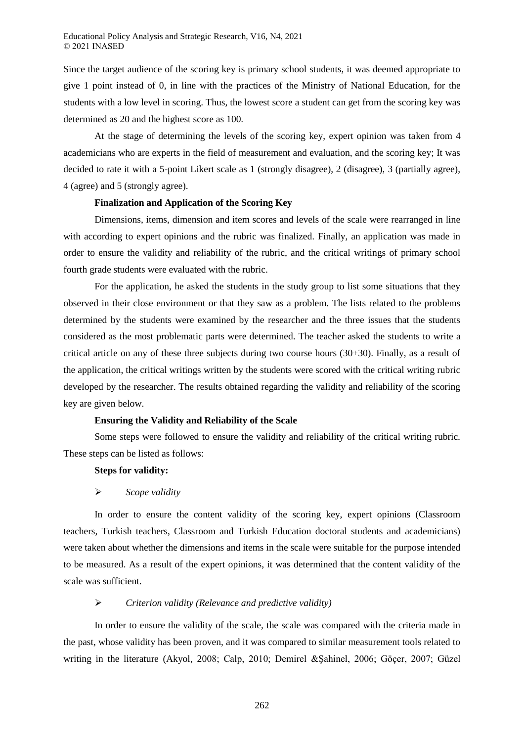Since the target audience of the scoring key is primary school students, it was deemed appropriate to give 1 point instead of 0, in line with the practices of the Ministry of National Education, for the students with a low level in scoring. Thus, the lowest score a student can get from the scoring key was determined as 20 and the highest score as 100.

At the stage of determining the levels of the scoring key, expert opinion was taken from 4 academicians who are experts in the field of measurement and evaluation, and the scoring key; It was decided to rate it with a 5-point Likert scale as 1 (strongly disagree), 2 (disagree), 3 (partially agree), 4 (agree) and 5 (strongly agree).

**Finalization and Application of the Scoring Key**

Dimensions, items, dimension and item scores and levels of the scale were rearranged in line with according to expert opinions and the rubric was finalized. Finally, an application was made in order to ensure the validity and reliability of the rubric, and the critical writings of primary school fourth grade students were evaluated with the rubric.

For the application, he asked the students in the study group to list some situations that they observed in their close environment or that they saw as a problem. The lists related to the problems determined by the students were examined by the researcher and the three issues that the students considered as the most problematic parts were determined. The teacher asked the students to write a critical article on any of these three subjects during two course hours (30+30). Finally, as a result of the application, the critical writings written by the students were scored with the critical writing rubric developed by the researcher. The results obtained regarding the validity and reliability of the scoring key are given below.

**Ensuring the Validity and Reliability of the Scale**

Some steps were followed to ensure the validity and reliability of the critical writing rubric. These steps can be listed as follows:

**Steps for validity:**

- *Scope validity*

In order to ensure the content validity of the scoring key, expert opinions (Classroom teachers, Turkish teachers, Classroom and Turkish Education doctoral students and academicians) were taken about whether the dimensions and items in the scale were suitable for the purpose intended to be measured. As a result of the expert opinions, it was determined that the content validity of the scale was sufficient.

- *Criterion validity (Relevance and predictive validity)*

In order to ensure the validity of the scale, the scale was compared with the criteria made in the past, whose validity has been proven, and it was compared to similar measurement tools related to writing in the literature (Akyol, 2008; Calp, 2010; Demirel &Şahinel, 2006; Göçer, 2007; Güzel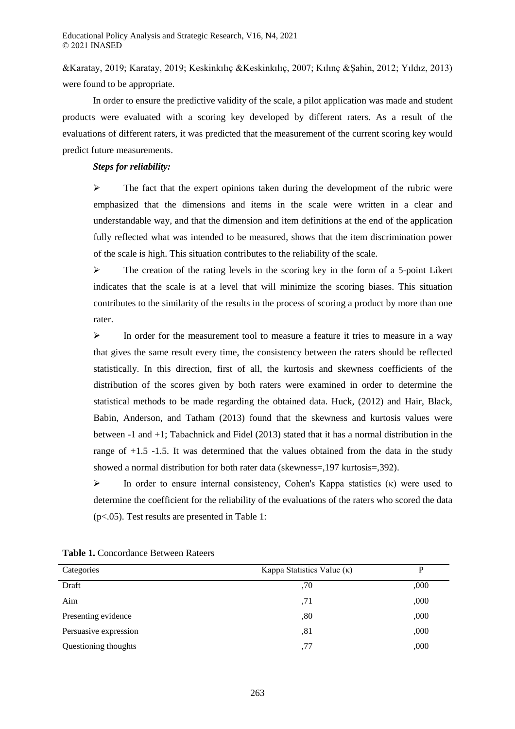&Karatay, 2019; Karatay, 2019; Keskinkılıç &Keskinkılıç, 2007; Kılınç &Şahin, 2012; Yıldız, 2013) were found to be appropriate.

In order to ensure the predictive validity of the scale, a pilot application was made and student products were evaluated with a scoring key developed by different raters. As a result of the evaluations of different raters, it was predicted that the measurement of the current scoring key would predict future measurements.

***Steps for reliability:***

- The fact that the expert opinions taken during the development of the rubric were emphasized that the dimensions and items in the scale were written in a clear and understandable way, and that the dimension and item definitions at the end of the application fully reflected what was intended to be measured, shows that the item discrimination power of the scale is high. This situation contributes to the reliability of the scale.
- The creation of the rating levels in the scoring key in the form of a 5-point Likert indicates that the scale is at a level that will minimize the scoring biases. This situation contributes to the similarity of the results in the process of scoring a product by more than one rater.
- In order for the measurement tool to measure a feature it tries to measure in a way that gives the same result every time, the consistency between the raters should be reflected statistically. In this direction, first of all, the kurtosis and skewness coefficients of the distribution of the scores given by both raters were examined in order to determine the statistical methods to be made regarding the obtained data. Huck, (2012) and Hair, Black, Babin, Anderson, and Tatham (2013) found that the skewness and kurtosis values were between -1 and +1; Tabachnick and Fidel (2013) stated that it has a normal distribution in the range of +1.5 -1.5. It was determined that the values obtained from the data in the study showed a normal distribution for both rater data (skewness=,197 kurtosis=,392).
- In order to ensure internal consistency, Cohen's Kappa statistics (κ) were used to determine the coefficient for the reliability of the evaluations of the raters who scored the data ($p<.05$). Test results are presented in Table 1:

**Table 1.** Concordance Between Rateers

| Categories | Kappa Statistics Value (κ) | P |
|---|---|---|
| Draft | ,70 | ,000 |
| Aim | ,71 | ,000 |
| Presenting evidence | ,80 | ,000 |
| Persuasive expression | ,81 | ,000 |
| Questioning thoughts | ,77 | ,000 |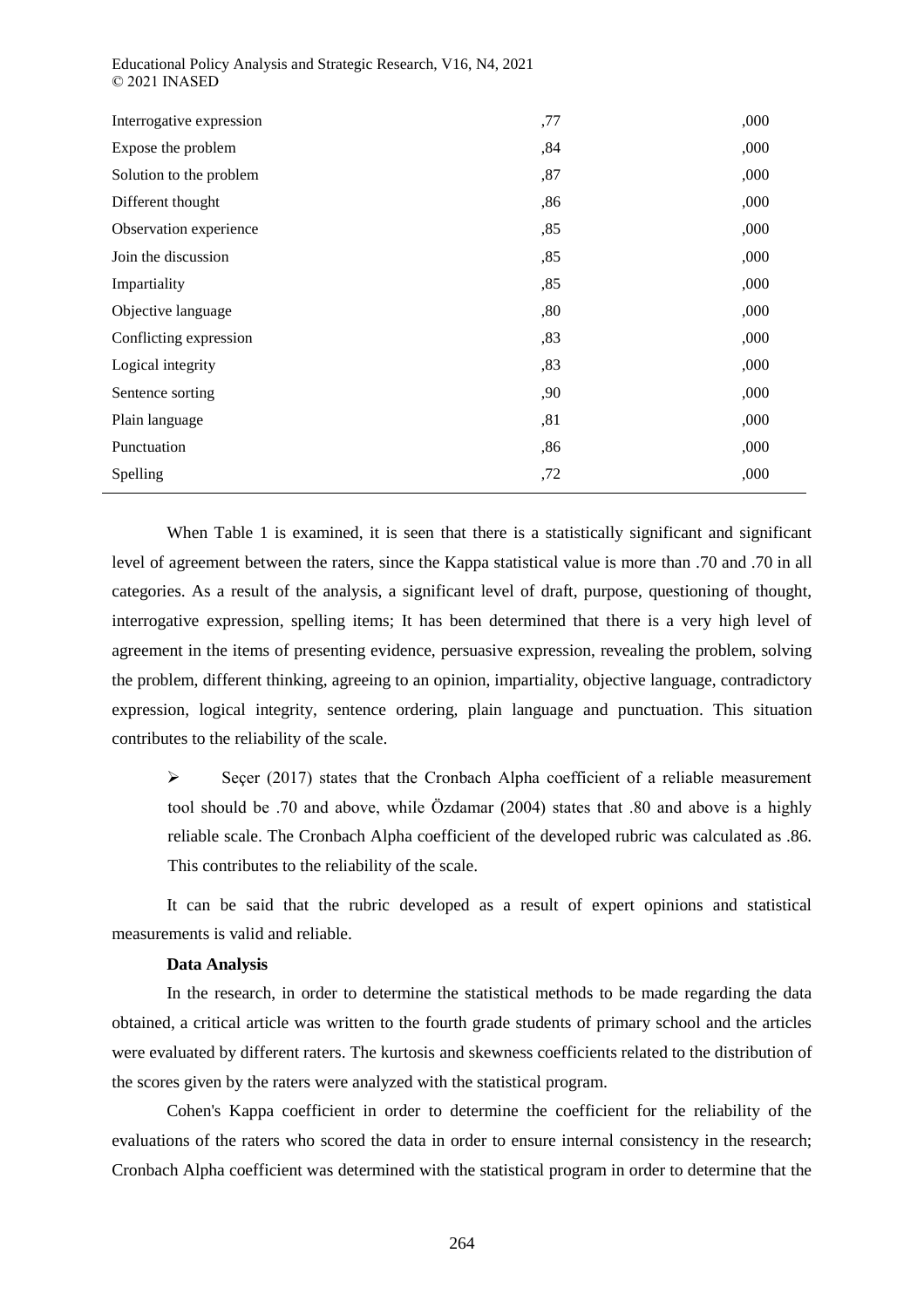| | | |
|---|---|---|
| Interrogative expression | ,77 | ,000 |
| Expose the problem | ,84 | ,000 |
| Solution to the problem | ,87 | ,000 |
| Different thought | ,86 | ,000 |
| Observation experience | ,85 | ,000 |
| Join the discussion | ,85 | ,000 |
| Impartiality | ,85 | ,000 |
| Objective language | ,80 | ,000 |
| Conflicting expression | ,83 | ,000 |
| Logical integrity | ,83 | ,000 |
| Sentence sorting | ,90 | ,000 |
| Plain language | ,81 | ,000 |
| Punctuation | ,86 | ,000 |
| Spelling | ,72 | ,000 |

When Table 1 is examined, it is seen that there is a statistically significant and significant level of agreement between the raters, since the Kappa statistical value is more than .70 and .70 in all categories. As a result of the analysis, a significant level of draft, purpose, questioning of thought, interrogative expression, spelling items; It has been determined that there is a very high level of agreement in the items of presenting evidence, persuasive expression, revealing the problem, solving the problem, different thinking, agreeing to an opinion, impartiality, objective language, contradictory expression, logical integrity, sentence ordering, plain language and punctuation. This situation contributes to the reliability of the scale.

- Seçer (2017) states that the Cronbach Alpha coefficient of a reliable measurement tool should be .70 and above, while Özdamar (2004) states that .80 and above is a highly reliable scale. The Cronbach Alpha coefficient of the developed rubric was calculated as .86. This contributes to the reliability of the scale.

It can be said that the rubric developed as a result of expert opinions and statistical measurements is valid and reliable.

**Data Analysis**

In the research, in order to determine the statistical methods to be made regarding the data obtained, a critical article was written to the fourth grade students of primary school and the articles were evaluated by different raters. The kurtosis and skewness coefficients related to the distribution of the scores given by the raters were analyzed with the statistical program.

Cohen's Kappa coefficient in order to determine the coefficient for the reliability of the evaluations of the raters who scored the data in order to ensure internal consistency in the research; Cronbach Alpha coefficient was determined with the statistical program in order to determine that the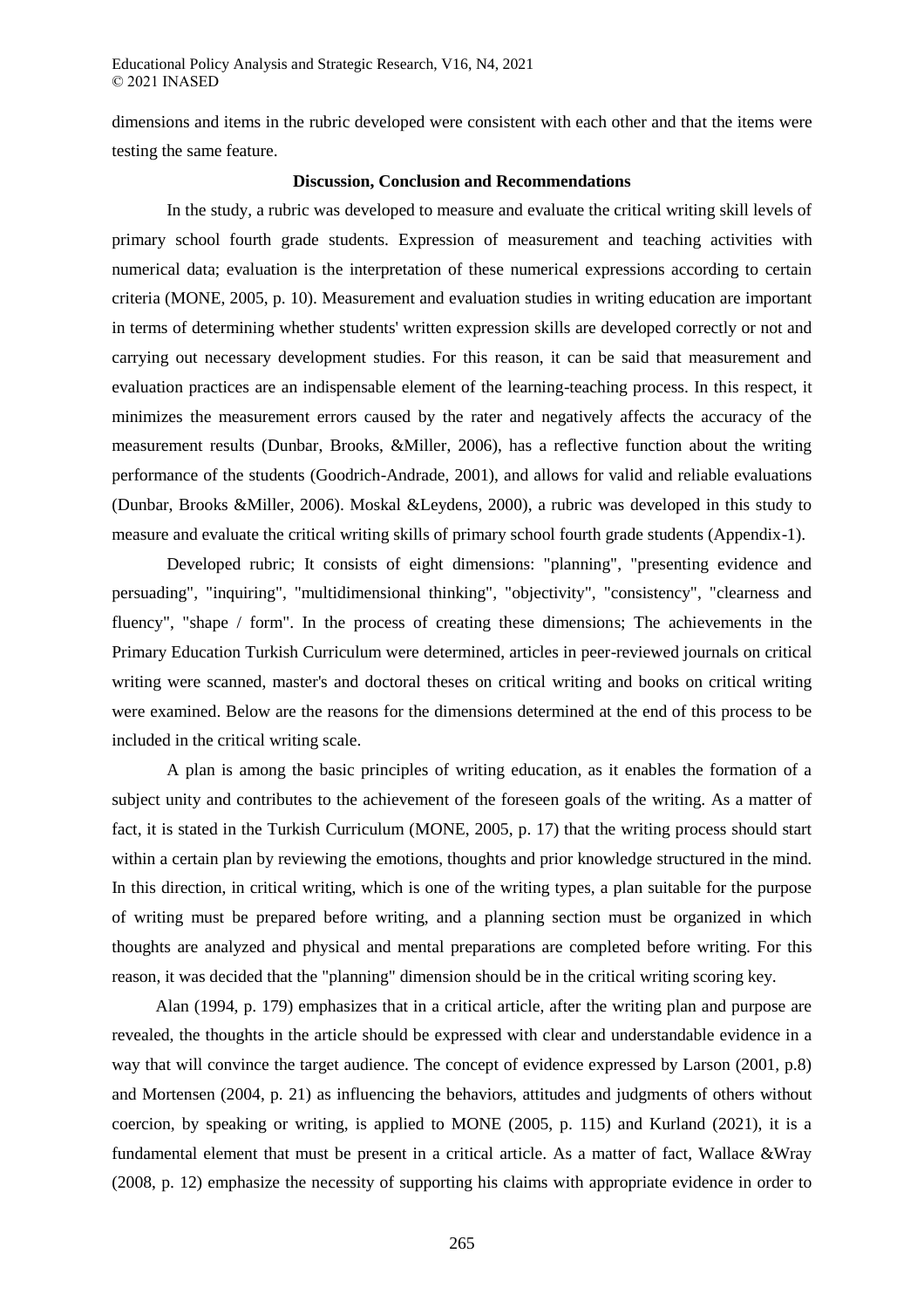dimensions and items in the rubric developed were consistent with each other and that the items were testing the same feature.

## Discussion, Conclusion and Recommendations

In the study, a rubric was developed to measure and evaluate the critical writing skill levels of primary school fourth grade students. Expression of measurement and teaching activities with numerical data; evaluation is the interpretation of these numerical expressions according to certain criteria (MONE, 2005, p. 10). Measurement and evaluation studies in writing education are important in terms of determining whether students' written expression skills are developed correctly or not and carrying out necessary development studies. For this reason, it can be said that measurement and evaluation practices are an indispensable element of the learning-teaching process. In this respect, it minimizes the measurement errors caused by the rater and negatively affects the accuracy of the measurement results (Dunbar, Brooks, &Miller, 2006), has a reflective function about the writing performance of the students (Goodrich-Andrade, 2001), and allows for valid and reliable evaluations (Dunbar, Brooks &Miller, 2006). Moskal &Leydens, 2000), a rubric was developed in this study to measure and evaluate the critical writing skills of primary school fourth grade students (Appendix-1).

Developed rubric; It consists of eight dimensions: "planning", "presenting evidence and persuading", "inquiring", "multidimensional thinking", "objectivity", "consistency", "clearness and fluency", "shape / form". In the process of creating these dimensions; The achievements in the Primary Education Turkish Curriculum were determined, articles in peer-reviewed journals on critical writing were scanned, master's and doctoral theses on critical writing and books on critical writing were examined. Below are the reasons for the dimensions determined at the end of this process to be included in the critical writing scale.

A plan is among the basic principles of writing education, as it enables the formation of a subject unity and contributes to the achievement of the foreseen goals of the writing. As a matter of fact, it is stated in the Turkish Curriculum (MONE, 2005, p. 17) that the writing process should start within a certain plan by reviewing the emotions, thoughts and prior knowledge structured in the mind. In this direction, in critical writing, which is one of the writing types, a plan suitable for the purpose of writing must be prepared before writing, and a planning section must be organized in which thoughts are analyzed and physical and mental preparations are completed before writing. For this reason, it was decided that the "planning" dimension should be in the critical writing scoring key.

Alan (1994, p. 179) emphasizes that in a critical article, after the writing plan and purpose are revealed, the thoughts in the article should be expressed with clear and understandable evidence in a way that will convince the target audience. The concept of evidence expressed by Larson (2001, p.8) and Mortensen (2004, p. 21) as influencing the behaviors, attitudes and judgments of others without coercion, by speaking or writing, is applied to MONE (2005, p. 115) and Kurland (2021), it is a fundamental element that must be present in a critical article. As a matter of fact, Wallace &Wray (2008, p. 12) emphasize the necessity of supporting his claims with appropriate evidence in order to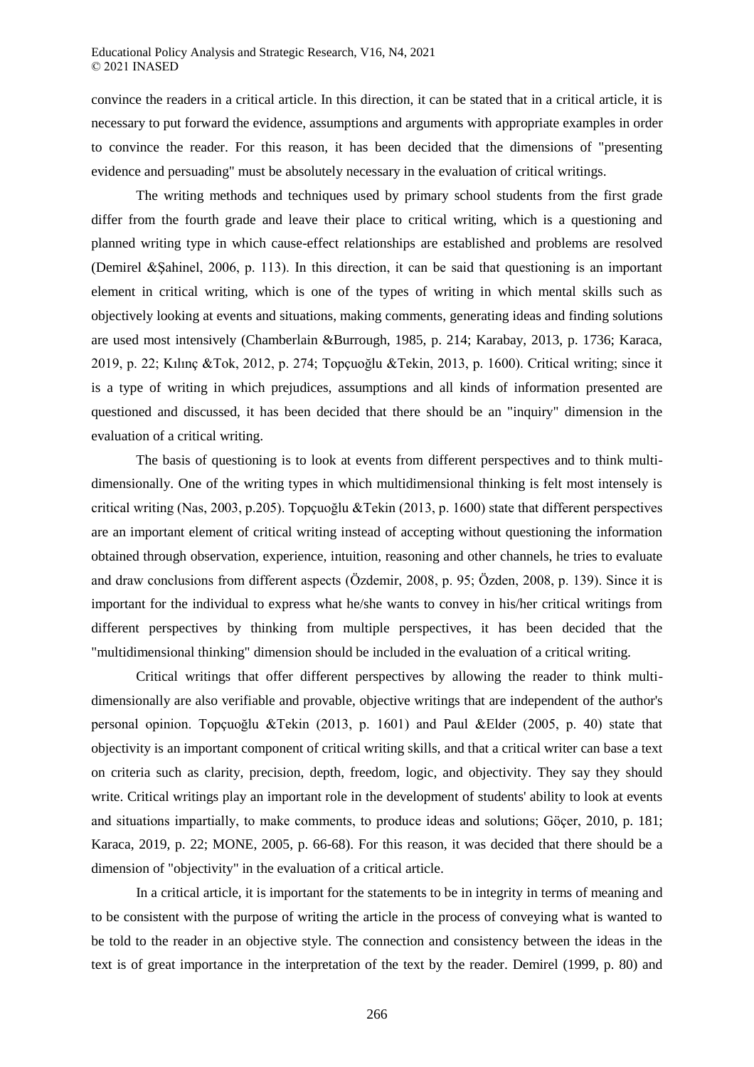convince the readers in a critical article. In this direction, it can be stated that in a critical article, it is necessary to put forward the evidence, assumptions and arguments with appropriate examples in order to convince the reader. For this reason, it has been decided that the dimensions of "presenting evidence and persuading" must be absolutely necessary in the evaluation of critical writings.

The writing methods and techniques used by primary school students from the first grade differ from the fourth grade and leave their place to critical writing, which is a questioning and planned writing type in which cause-effect relationships are established and problems are resolved (Demirel &Şahinel, 2006, p. 113). In this direction, it can be said that questioning is an important element in critical writing, which is one of the types of writing in which mental skills such as objectively looking at events and situations, making comments, generating ideas and finding solutions are used most intensively (Chamberlain &Burrough, 1985, p. 214; Karabay, 2013, p. 1736; Karaca, 2019, p. 22; Kılınç &Tok, 2012, p. 274; Topçuoğlu &Tekin, 2013, p. 1600). Critical writing; since it is a type of writing in which prejudices, assumptions and all kinds of information presented are questioned and discussed, it has been decided that there should be an "inquiry" dimension in the evaluation of a critical writing.

The basis of questioning is to look at events from different perspectives and to think multi-dimensionally. One of the writing types in which multidimensional thinking is felt most intensely is critical writing (Nas, 2003, p.205). Topçuoğlu &Tekin (2013, p. 1600) state that different perspectives are an important element of critical writing instead of accepting without questioning the information obtained through observation, experience, intuition, reasoning and other channels, he tries to evaluate and draw conclusions from different aspects (Özdemir, 2008, p. 95; Özden, 2008, p. 139). Since it is important for the individual to express what he/she wants to convey in his/her critical writings from different perspectives by thinking from multiple perspectives, it has been decided that the "multidimensional thinking" dimension should be included in the evaluation of a critical writing.

Critical writings that offer different perspectives by allowing the reader to think multi-dimensionally are also verifiable and provable, objective writings that are independent of the author's personal opinion. Topçuoğlu &Tekin (2013, p. 1601) and Paul &Elder (2005, p. 40) state that objectivity is an important component of critical writing skills, and that a critical writer can base a text on criteria such as clarity, precision, depth, freedom, logic, and objectivity. They say they should write. Critical writings play an important role in the development of students' ability to look at events and situations impartially, to make comments, to produce ideas and solutions; Göçer, 2010, p. 181; Karaca, 2019, p. 22; MONE, 2005, p. 66-68). For this reason, it was decided that there should be a dimension of "objectivity" in the evaluation of a critical article.

In a critical article, it is important for the statements to be in integrity in terms of meaning and to be consistent with the purpose of writing the article in the process of conveying what is wanted to be told to the reader in an objective style. The connection and consistency between the ideas in the text is of great importance in the interpretation of the text by the reader. Demirel (1999, p. 80) and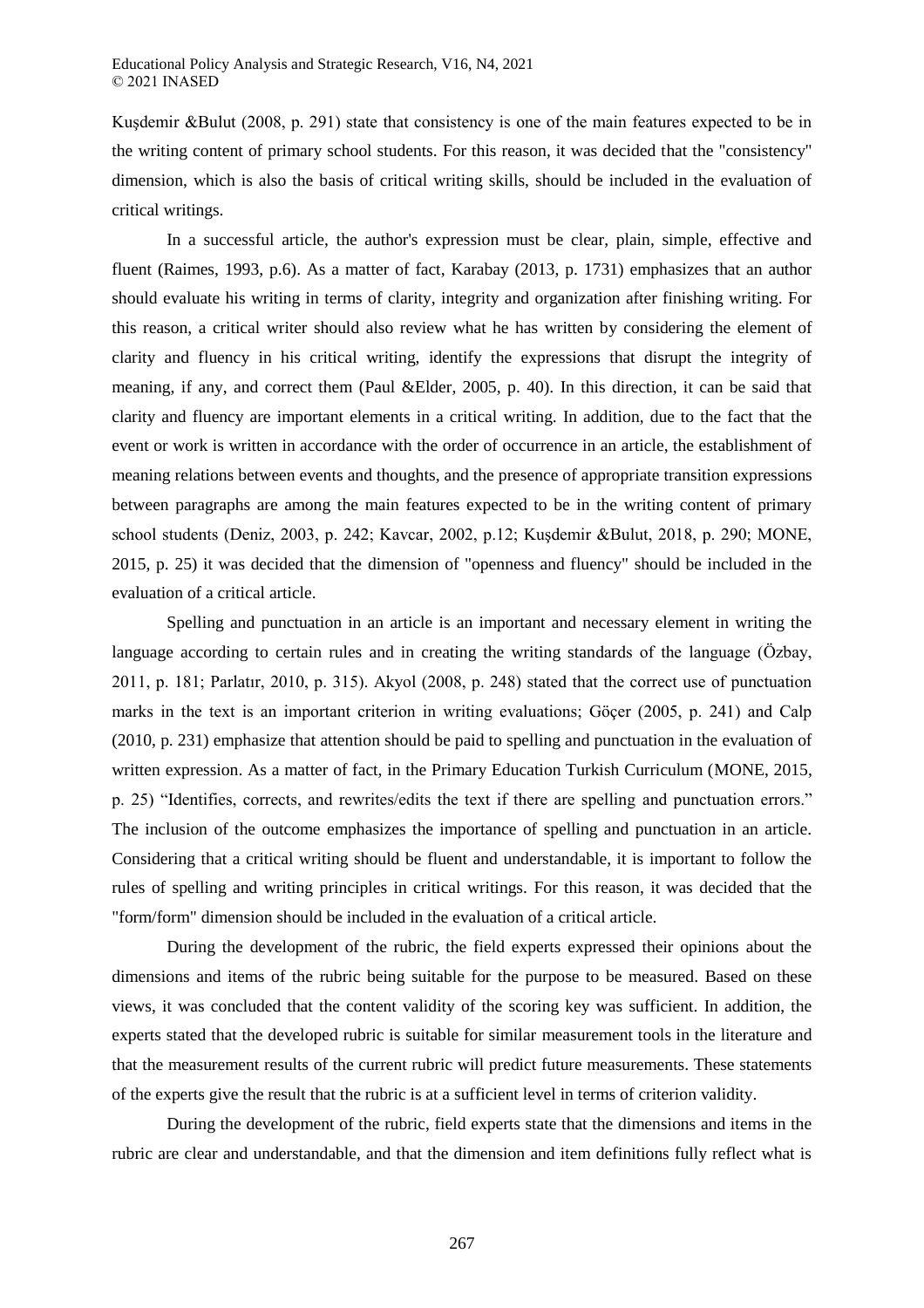Kuşdemir &Bulut (2008, p. 291) state that consistency is one of the main features expected to be in the writing content of primary school students. For this reason, it was decided that the "consistency" dimension, which is also the basis of critical writing skills, should be included in the evaluation of critical writings.

In a successful article, the author's expression must be clear, plain, simple, effective and fluent (Raimes, 1993, p.6). As a matter of fact, Karabay (2013, p. 1731) emphasizes that an author should evaluate his writing in terms of clarity, integrity and organization after finishing writing. For this reason, a critical writer should also review what he has written by considering the element of clarity and fluency in his critical writing, identify the expressions that disrupt the integrity of meaning, if any, and correct them (Paul &Elder, 2005, p. 40). In this direction, it can be said that clarity and fluency are important elements in a critical writing. In addition, due to the fact that the event or work is written in accordance with the order of occurrence in an article, the establishment of meaning relations between events and thoughts, and the presence of appropriate transition expressions between paragraphs are among the main features expected to be in the writing content of primary school students (Deniz, 2003, p. 242; Kavcar, 2002, p.12; Kuşdemir &Bulut, 2018, p. 290; MONE, 2015, p. 25) it was decided that the dimension of "openness and fluency" should be included in the evaluation of a critical article.

Spelling and punctuation in an article is an important and necessary element in writing the language according to certain rules and in creating the writing standards of the language (Özbay, 2011, p. 181; Parlatır, 2010, p. 315). Akyol (2008, p. 248) stated that the correct use of punctuation marks in the text is an important criterion in writing evaluations; Göçer (2005, p. 241) and Calp (2010, p. 231) emphasize that attention should be paid to spelling and punctuation in the evaluation of written expression. As a matter of fact, in the Primary Education Turkish Curriculum (MONE, 2015, p. 25) "Identifies, corrects, and rewrites/edits the text if there are spelling and punctuation errors." The inclusion of the outcome emphasizes the importance of spelling and punctuation in an article. Considering that a critical writing should be fluent and understandable, it is important to follow the rules of spelling and writing principles in critical writings. For this reason, it was decided that the "form/form" dimension should be included in the evaluation of a critical article.

During the development of the rubric, the field experts expressed their opinions about the dimensions and items of the rubric being suitable for the purpose to be measured. Based on these views, it was concluded that the content validity of the scoring key was sufficient. In addition, the experts stated that the developed rubric is suitable for similar measurement tools in the literature and that the measurement results of the current rubric will predict future measurements. These statements of the experts give the result that the rubric is at a sufficient level in terms of criterion validity.

During the development of the rubric, field experts state that the dimensions and items in the rubric are clear and understandable, and that the dimension and item definitions fully reflect what is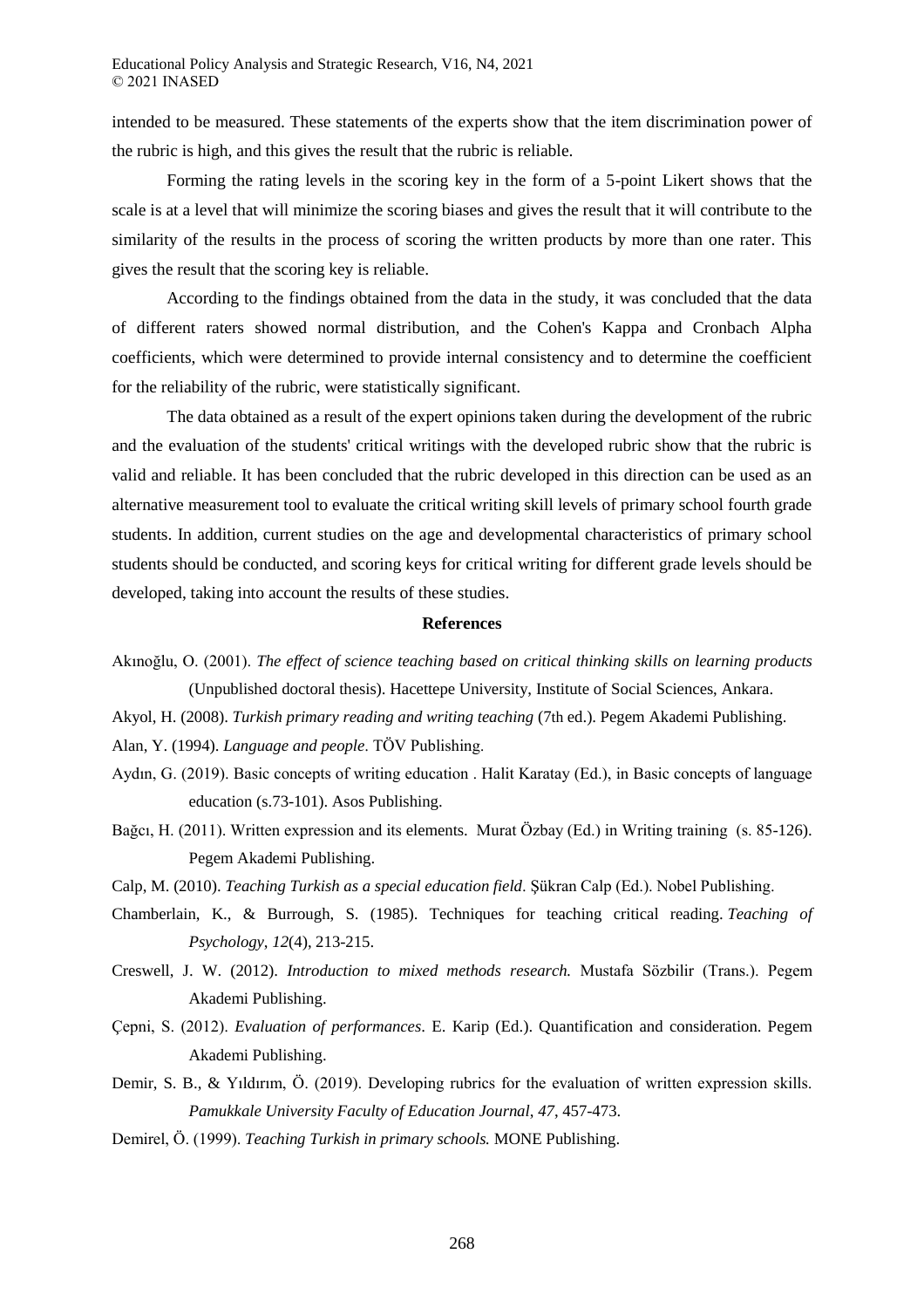intended to be measured. These statements of the experts show that the item discrimination power of the rubric is high, and this gives the result that the rubric is reliable.

Forming the rating levels in the scoring key in the form of a 5-point Likert shows that the scale is at a level that will minimize the scoring biases and gives the result that it will contribute to the similarity of the results in the process of scoring the written products by more than one rater. This gives the result that the scoring key is reliable.

According to the findings obtained from the data in the study, it was concluded that the data of different raters showed normal distribution, and the Cohen's Kappa and Cronbach Alpha coefficients, which were determined to provide internal consistency and to determine the coefficient for the reliability of the rubric, were statistically significant.

The data obtained as a result of the expert opinions taken during the development of the rubric and the evaluation of the students' critical writings with the developed rubric show that the rubric is valid and reliable. It has been concluded that the rubric developed in this direction can be used as an alternative measurement tool to evaluate the critical writing skill levels of primary school fourth grade students. In addition, current studies on the age and developmental characteristics of primary school students should be conducted, and scoring keys for critical writing for different grade levels should be developed, taking into account the results of these studies.

## References

Akınoğlu, O. (2001). *The effect of science teaching based on critical thinking skills on learning products* (Unpublished doctoral thesis). Hacettepe University, Institute of Social Sciences, Ankara.

Akyol, H. (2008). *Turkish primary reading and writing teaching* (7th ed.). Pegem Akademi Publishing.

Alan, Y. (1994). *Language and people*. TÖV Publishing.

Aydın, G. (2019). Basic concepts of writing education . Halit Karatay (Ed.), in Basic concepts of language education (s.73-101). Asos Publishing.

Bağcı, H. (2011). Written expression and its elements. Murat Özbay (Ed.) in Writing training (s. 85-126). Pegem Akademi Publishing.

Calp, M. (2010). *Teaching Turkish as a special education field*. Şükran Calp (Ed.). Nobel Publishing.

Chamberlain, K., & Burrough, S. (1985). Techniques for teaching critical reading. *Teaching of Psychology*, *12*(4), 213-215.

Creswell, J. W. (2012). *Introduction to mixed methods research.* Mustafa Sözbilir (Trans.). Pegem Akademi Publishing.

Çepni, S. (2012). *Evaluation of performances*. E. Karip (Ed.). Quantification and consideration. Pegem Akademi Publishing.

Demir, S. B., & Yıldırım, Ö. (2019). Developing rubrics for the evaluation of written expression skills. *Pamukkale University Faculty of Education Journal*, *47*, 457-473.

Demirel, Ö. (1999). *Teaching Turkish in primary schools.* MONE Publishing.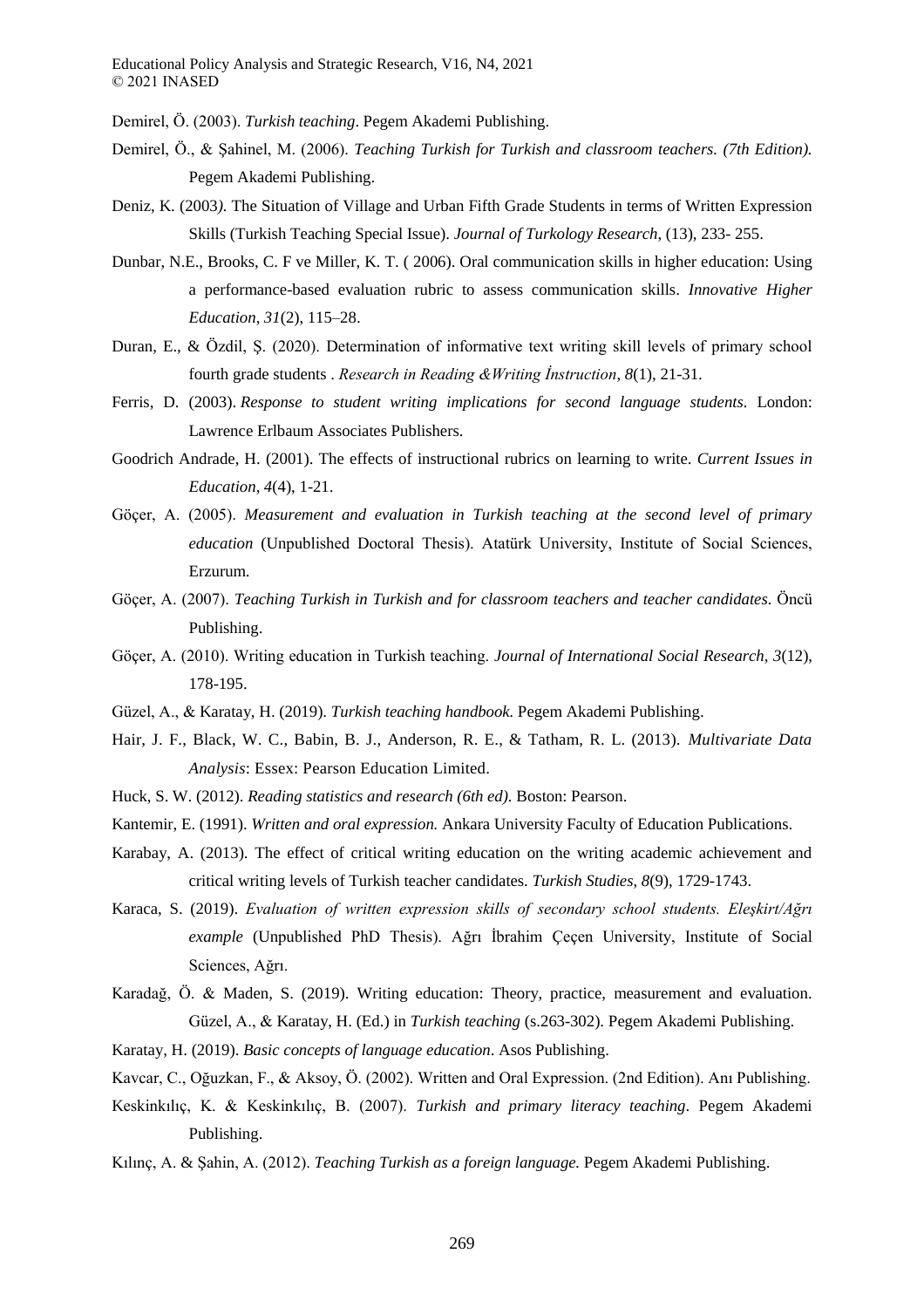Demirel, Ö. (2003). *Turkish teaching*. Pegem Akademi Publishing.

Demirel, Ö., & Şahinel, M. (2006). *Teaching Turkish for Turkish and classroom teachers. (7th Edition).* Pegem Akademi Publishing.

Deniz, K. (2003*).* The Situation of Village and Urban Fifth Grade Students in terms of Written Expression Skills (Turkish Teaching Special Issue). *Journal of Turkology Research*, (13), 233- 255.

Dunbar, N.E., Brooks, C. F ve Miller, K. T. ( 2006). Oral communication skills in higher education: Using a performance-based evaluation rubric to assess communication skills. *Innovative Higher Education*, *31*(2), 115–28.

Duran, E., & Özdil, Ş. (2020). Determination of informative text writing skill levels of primary school fourth grade students . *Research in Reading &Writing İnstruction*, *8*(1), 21-31.

Ferris, D. (2003). *Response to student writing implications for second language students.* London: Lawrence Erlbaum Associates Publishers.

Goodrich Andrade, H. (2001). The effects of instructional rubrics on learning to write. *Current Issues in Education, 4*(4), 1-21.

Göçer, A. (2005). *Measurement and evaluation in Turkish teaching at the second level of primary education* (Unpublished Doctoral Thesis). Atatürk University, Institute of Social Sciences, Erzurum.

Göçer, A. (2007). *Teaching Turkish in Turkish and for classroom teachers and teacher candidates.* Öncü Publishing.

Göçer, A. (2010). Writing education in Turkish teaching. *Journal of International Social Research*, *3*(12), 178-195.

Güzel, A., & Karatay, H. (2019). *Turkish teaching handbook.* Pegem Akademi Publishing.

Hair, J. F., Black, W. C., Babin, B. J., Anderson, R. E., & Tatham, R. L. (2013). *Multivariate Data Analysis*: Essex: Pearson Education Limited.

Huck, S. W. (2012). *Reading statistics and research (6th ed).* Boston: Pearson.

Kantemir, E. (1991). *Written and oral expression.* Ankara University Faculty of Education Publications.

Karabay, A. (2013). The effect of critical writing education on the writing academic achievement and critical writing levels of Turkish teacher candidates. *Turkish Studies, 8*(9), 1729-1743.

Karaca, S. (2019). *Evaluation of written expression skills of secondary school students. Eleşkirt/Ağrı example* (Unpublished PhD Thesis). Ağrı İbrahim Çeçen University, Institute of Social Sciences, Ağrı.

Karadağ, Ö. & Maden, S. (2019). Writing education: Theory, practice, measurement and evaluation. Güzel, A., & Karatay, H. (Ed.) in *Turkish teaching* (s.263-302). Pegem Akademi Publishing.

Karatay, H. (2019). *Basic concepts of language education*. Asos Publishing.

Kavcar, C., Oğuzkan, F., & Aksoy, Ö. (2002). Written and Oral Expression. (2nd Edition). Anı Publishing.

Keskinkılıç, K. & Keskinkılıç, B. (2007). *Turkish and primary literacy teaching*. Pegem Akademi Publishing.

Kılınç, A. & Şahin, A. (2012). *Teaching Turkish as a foreign language.* Pegem Akademi Publishing.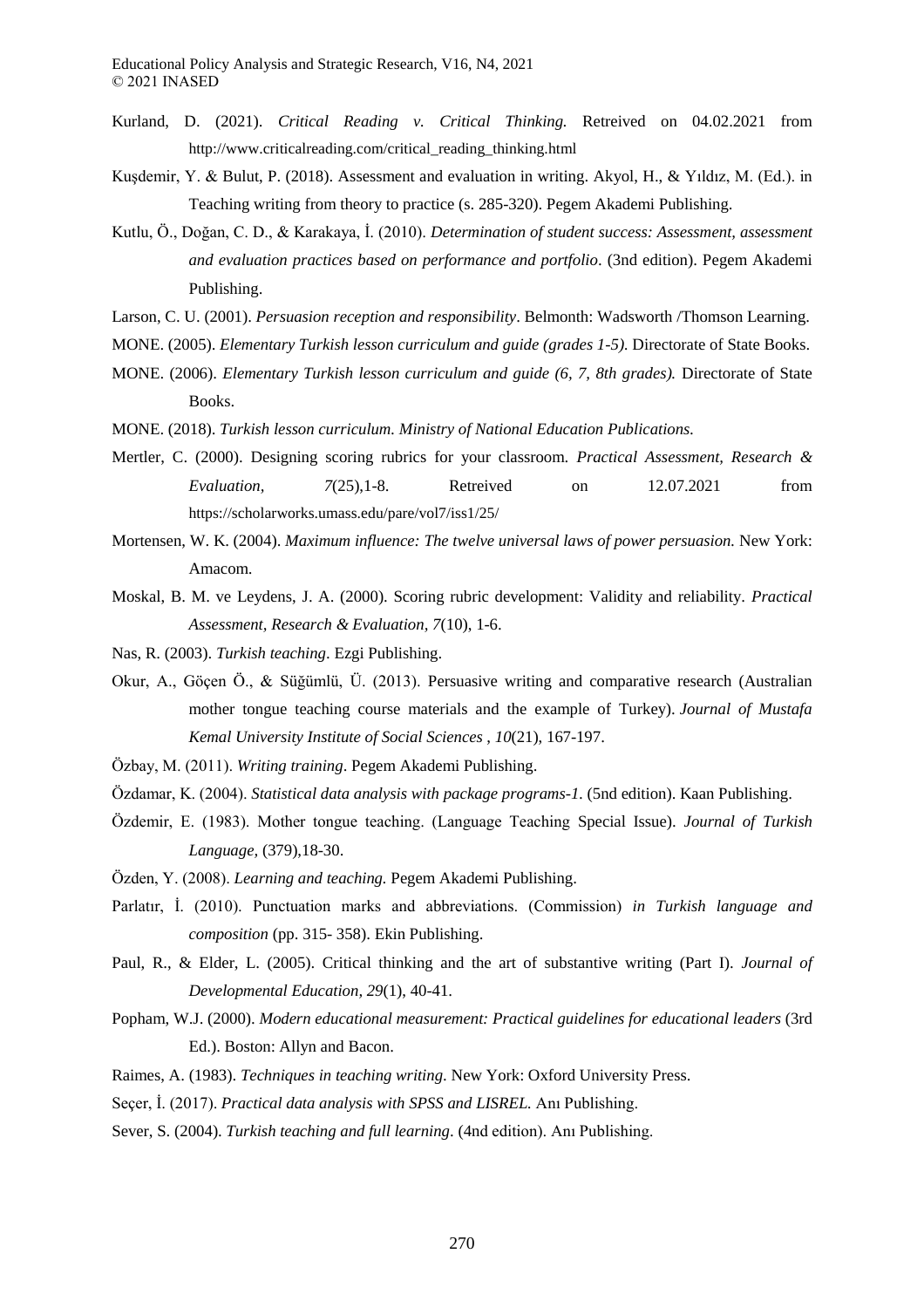Kurland, D. (2021). *Critical Reading v. Critical Thinking.* Retreived on 04.02.2021 from http://www.criticalreading.com/critical_reading_thinking.html

Kuşdemir, Y. & Bulut, P. (2018). Assessment and evaluation in writing. Akyol, H., & Yıldız, M. (Ed.). in Teaching writing from theory to practice (s. 285-320). Pegem Akademi Publishing.

Kutlu, Ö., Doğan, C. D., & Karakaya, İ. (2010). *Determination of student success: Assessment, assessment and evaluation practices based on performance and portfolio*. (3nd edition). Pegem Akademi Publishing.

Larson, C. U. (2001). *Persuasion reception and responsibility*. Belmonth: Wadsworth /Thomson Learning.

MONE. (2005). *Elementary Turkish lesson curriculum and guide (grades 1-5).* Directorate of State Books.

MONE. (2006). *Elementary Turkish lesson curriculum and guide (6, 7, 8th grades).* Directorate of State Books.

MONE. (2018). *Turkish lesson curriculum. Ministry of National Education Publications.*

Mertler, C. (2000). Designing scoring rubrics for your classroom. *Practical Assessment, Research & Evaluation, 7*(25),1-8. Retreived on 12.07.2021 from https://scholarworks.umass.edu/pare/vol7/iss1/25/

Mortensen, W. K. (2004). *Maximum influence: The twelve universal laws of power persuasion.* New York: Amacom.

Moskal, B. M. ve Leydens, J. A. (2000). Scoring rubric development: Validity and reliability. *Practical Assessment, Research & Evaluation, 7*(10), 1-6.

Nas, R. (2003). *Turkish teaching*. Ezgi Publishing.

Okur, A., Göçen Ö., & Süğümlü, Ü. (2013). Persuasive writing and comparative research (Australian mother tongue teaching course materials and the example of Turkey). *Journal of Mustafa Kemal University Institute of Social Sciences , 10*(21), 167-197.

Özbay, M. (2011). *Writing training*. Pegem Akademi Publishing.

Özdamar, K. (2004). *Statistical data analysis with package programs-1*. (5nd edition). Kaan Publishing.

Özdemir, E. (1983). Mother tongue teaching. (Language Teaching Special Issue). *Journal of Turkish Language,* (379),18-30.

Özden, Y. (2008). *Learning and teaching.* Pegem Akademi Publishing.

Parlatır, İ. (2010). Punctuation marks and abbreviations. (Commission) *in Turkish language and composition* (pp. 315- 358). Ekin Publishing.

Paul, R., & Elder, L. (2005). Critical thinking and the art of substantive writing (Part I). *Journal of Developmental Education, 29*(1), 40-41.

Popham, W.J. (2000). *Modern educational measurement: Practical guidelines for educational leaders* (3rd Ed.). Boston: Allyn and Bacon.

Raimes, A. (1983). *Techniques in teaching writing*. New York: Oxford University Press.

Seçer, İ. (2017). *Practical data analysis with SPSS and LISREL.* Anı Publishing.

Sever, S. (2004). *Turkish teaching and full learning*. (4nd edition). Anı Publishing.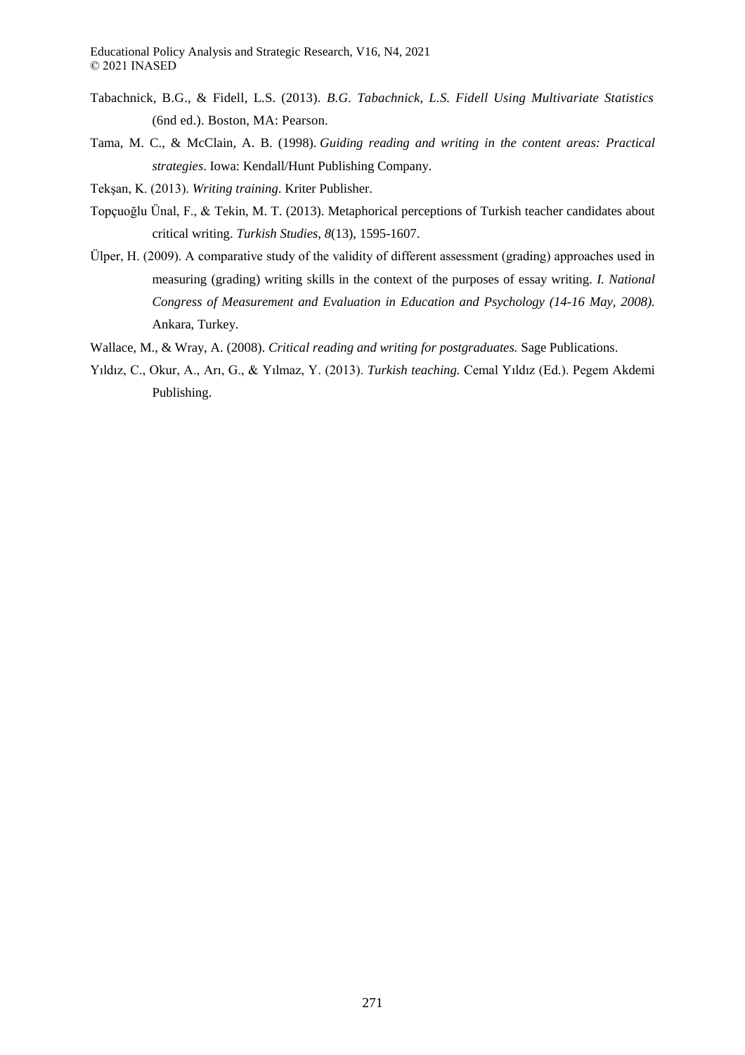Tabachnick, B.G., & Fidell, L.S. (2013). *B.G. Tabachnick, L.S. Fidell Using Multivariate Statistics* (6nd ed.). Boston, MA: Pearson.

Tama, M. C., & McClain, A. B. (1998). *Guiding reading and writing in the content areas: Practical strategies*. Iowa: Kendall/Hunt Publishing Company.

Tekşan, K. (2013). *Writing training*. Kriter Publisher.

Topçuoğlu Ünal, F., & Tekin, M. T. (2013). Metaphorical perceptions of Turkish teacher candidates about critical writing. *Turkish Studies, 8*(13), 1595-1607.

Ülper, H. (2009). A comparative study of the validity of different assessment (grading) approaches used in measuring (grading) writing skills in the context of the purposes of essay writing. *I. National Congress of Measurement and Evaluation in Education and Psychology (14-16 May, 2008).* Ankara, Turkey.

Wallace, M., & Wray, A. (2008). *Critical reading and writing for postgraduates.* Sage Publications.

Yıldız, C., Okur, A., Arı, G., & Yılmaz, Y. (2013). *Turkish teaching.* Cemal Yıldız (Ed.). Pegem Akdemi Publishing.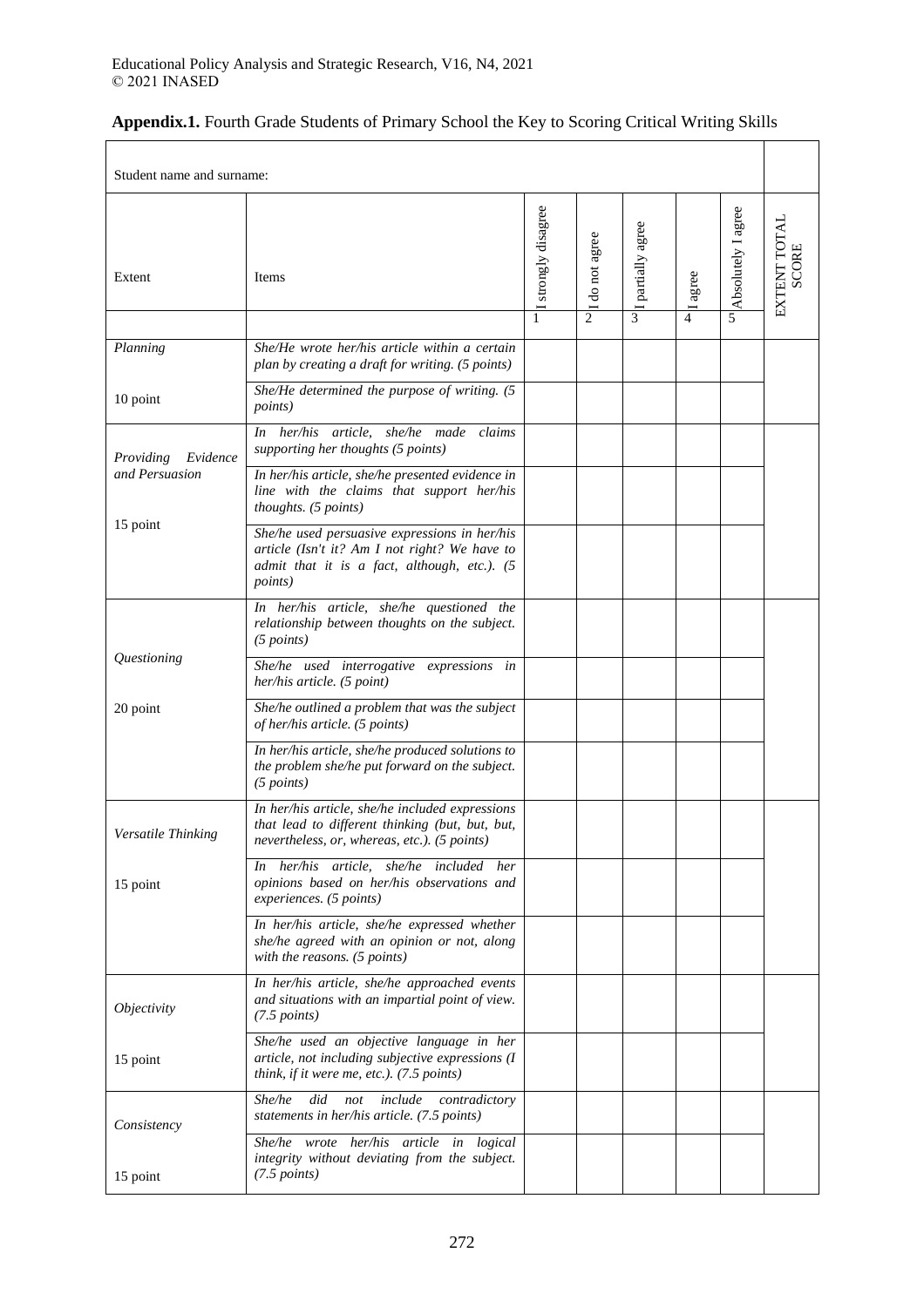**Appendix.1.** Fourth Grade Students of Primary School the Key to Scoring Critical Writing Skills

| Student name and surname: | | | | | | | |
|---|---|---|---|---|---|---|---|
| Extent | Items | I strongly disagree<br>1 | I do not agree<br>2 | I partially agree<br>3 | I agree<br>4 | Absolutely I agree<br>5 | EXTENT TOTAL SCORE |
| *Planning*<br><br>10 point | *She/He wrote her/his article within a certain plan by creating a draft for writing. (5 points)* | | | | | | |
| | *She/He determined the purpose of writing. (5 points)* | | | | | | |
| *Providing Evidence and Persuasion*<br><br>15 point | *In her/his article, she/he made claims supporting her thoughts (5 points)* | | | | | | |
| | *In her/his article, she/he presented evidence in line with the claims that support her/his thoughts. (5 points)* | | | | | | |
| | *She/he used persuasive expressions in her/his article (Isn't it? Am I not right? We have to admit that it is a fact, although, etc.). (5 points)* | | | | | | |
| *Questioning*<br><br>20 point | *In her/his article, she/he questioned the relationship between thoughts on the subject. (5 points)* | | | | | | |
| | *She/he used interrogative expressions in her/his article. (5 point)* | | | | | | |
| | *She/he outlined a problem that was the subject of her/his article. (5 points)* | | | | | | |
| | *In her/his article, she/he produced solutions to the problem she/he put forward on the subject. (5 points)* | | | | | | |
| *Versatile Thinking*<br><br>15 point | *In her/his article, she/he included expressions that lead to different thinking (but, but, but, nevertheless, or, whereas, etc.). (5 points)* | | | | | | |
| | *In her/his article, she/he included her opinions based on her/his observations and experiences. (5 points)* | | | | | | |
| | *In her/his article, she/he expressed whether she/he agreed with an opinion or not, along with the reasons. (5 points)* | | | | | | |
| *Objectivity*<br><br>15 point | *In her/his article, she/he approached events and situations with an impartial point of view. (7.5 points)* | | | | | | |
| | *She/he used an objective language in her article, not including subjective expressions (I think, if it were me, etc.). (7.5 points)* | | | | | | |
| *Consistency*<br><br>15 point | *She/he did not include contradictory statements in her/his article. (7.5 points)* | | | | | | |
| | *She/he wrote her/his article in logical integrity without deviating from the subject. (7.5 points)* | | | | | | |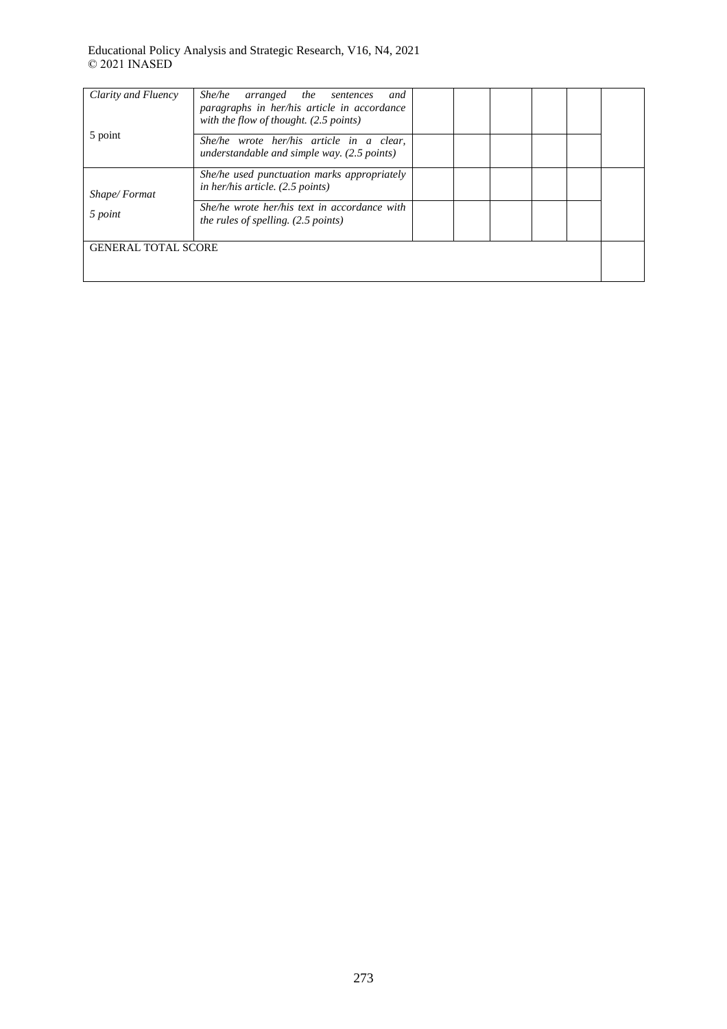| | | | | | | | |
|---|---|---|---|---|---|---|---|
| *Clarity and Fluency*<br><br>5 point | *She/he arranged the sentences and paragraphs in her/his article in accordance with the flow of thought. (2.5 points)* | | | | | | |
| | *She/he wrote her/his article in a clear, understandable and simple way. (2.5 points)* | | | | | | |
| *Shape/ Format*<br><br>*5 point* | *She/he used punctuation marks appropriately in her/his article. (2.5 points)* | | | | | | |
| | *She/he wrote her/his text in accordance with the rules of spelling. (2.5 points)* | | | | | | |
| GENERAL TOTAL SCORE | | | | | | | |